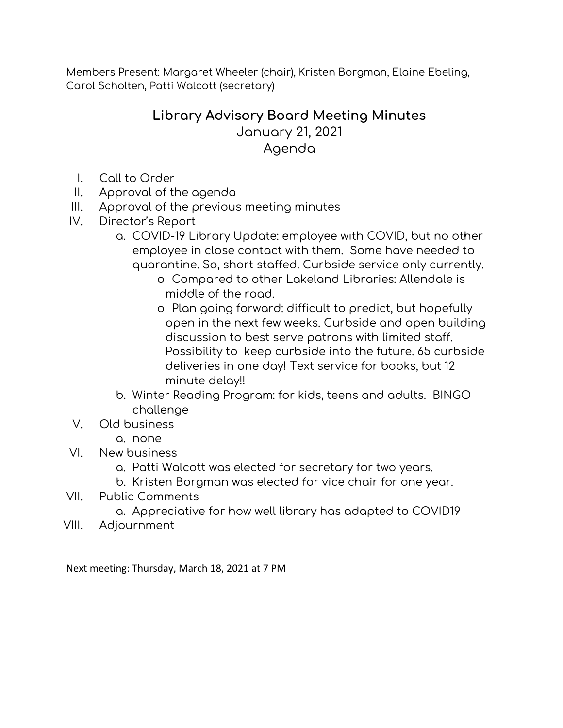Members Present: Margaret Wheeler (chair), Kristen Borgman, Elaine Ebeling, Carol Scholten, Patti Walcott (secretary)

# Library Advisory Board Meeting Minutes

## January 21, 2021

## Agenda

I. Call to Order

II. Approval of the agenda

III. Approval of the previous meeting minutes

IV. Director's Report
   - a. COVID-19 Library Update: employee with COVID, but no other employee in close contact with them. Some have needed to quarantine. So, short staffed. Curbside service only currently.
     - o Compared to other Lakeland Libraries: Allendale is middle of the road.
     - o Plan going forward: difficult to predict, but hopefully open in the next few weeks. Curbside and open building discussion to best serve patrons with limited staff. Possibility to keep curbside into the future. 65 curbside deliveries in one day! Text service for books, but 12 minute delay!!
   - b. Winter Reading Program: for kids, teens and adults. BINGO challenge

V. Old business
   - a. none

VI. New business
   - a. Patti Walcott was elected for secretary for two years.
   - b. Kristen Borgman was elected for vice chair for one year.

VII. Public Comments
   - a. Appreciative for how well library has adapted to COVID19

VIII. Adjournment

Next meeting: Thursday, March 18, 2021 at 7 PM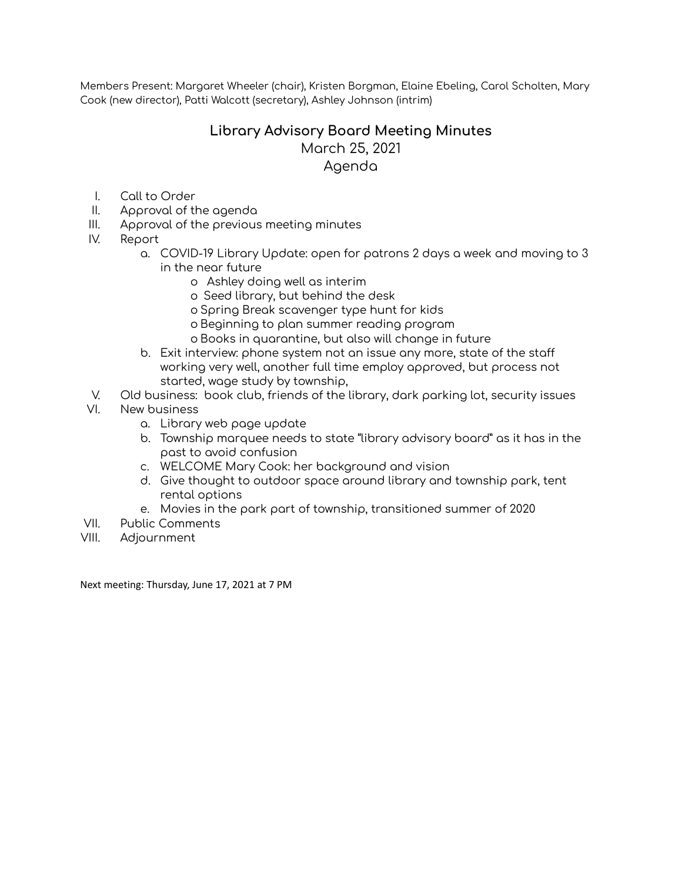Members Present: Margaret Wheeler (chair), Kristen Borgman, Elaine Ebeling, Carol Scholten, Mary Cook (new director), Patti Walcott (secretary), Ashley Johnson (intrim)

## Library Advisory Board Meeting Minutes

March 25, 2021

Agenda

I. Call to Order
II. Approval of the agenda
III. Approval of the previous meeting minutes
IV. Report
   a. COVID-19 Library Update: open for patrons 2 days a week and moving to 3 in the near future
      - Ashley doing well as interim
      - Seed library, but behind the desk
      - Spring Break scavenger type hunt for kids
      - Beginning to plan summer reading program
      - Books in quarantine, but also will change in future
   b. Exit interview: phone system not an issue any more, state of the staff working very well, another full time employ approved, but process not started, wage study by township,
V. Old business: book club, friends of the library, dark parking lot, security issues
VI. New business
   a. Library web page update
   b. Township marquee needs to state "library advisory board" as it has in the past to avoid confusion
   c. WELCOME Mary Cook: her background and vision
   d. Give thought to outdoor space around library and township park, tent rental options
   e. Movies in the park part of township, transitioned summer of 2020
VII. Public Comments
VIII. Adjournment

Next meeting: Thursday, June 17, 2021 at 7 PM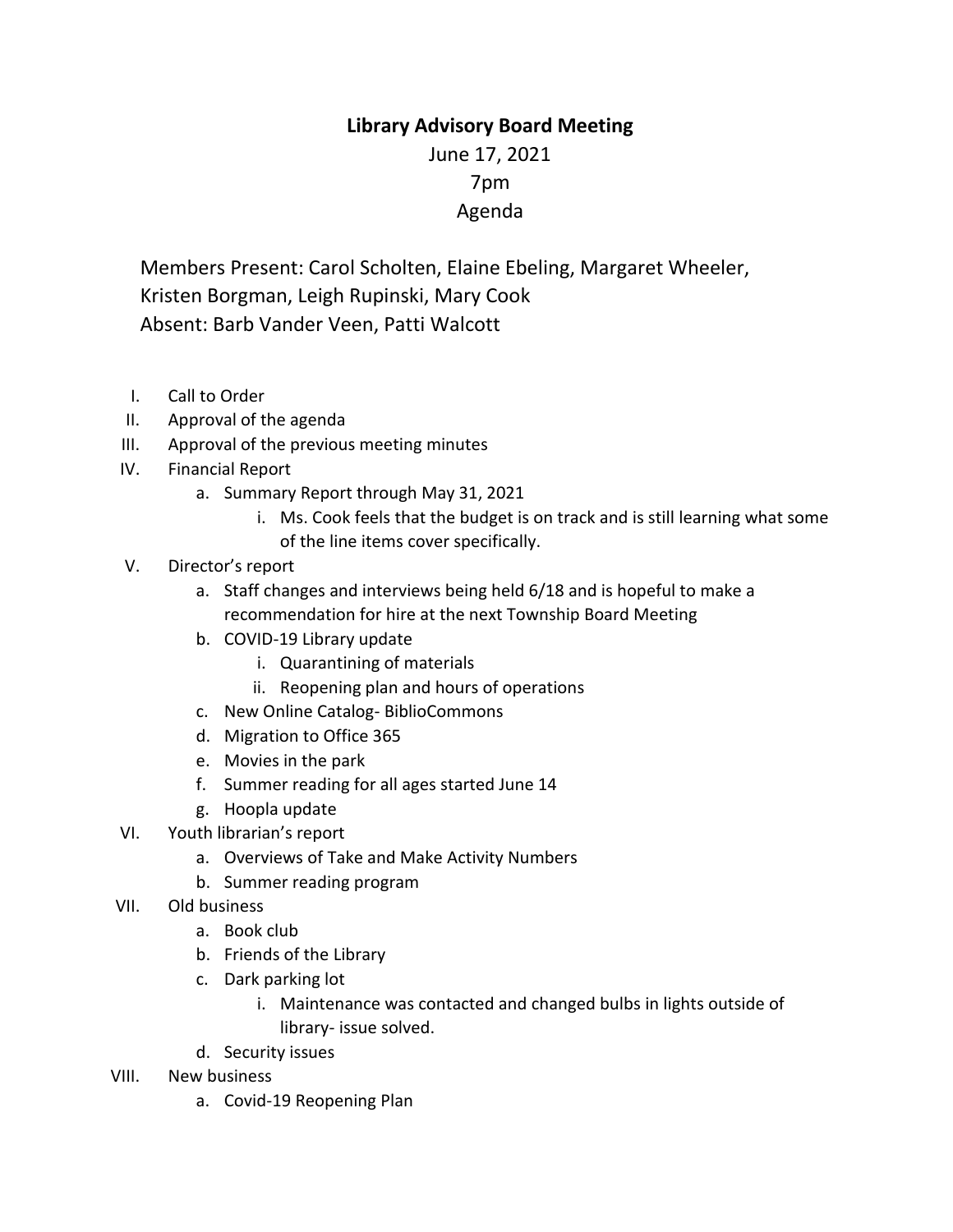**Library Advisory Board Meeting**

June 17, 2021

7pm

Agenda

Members Present: Carol Scholten, Elaine Ebeling, Margaret Wheeler, Kristen Borgman, Leigh Rupinski, Mary Cook

Absent: Barb Vander Veen, Patti Walcott

I. Call to Order
II. Approval of the agenda
III. Approval of the previous meeting minutes
IV. Financial Report
    a. Summary Report through May 31, 2021
        i. Ms. Cook feels that the budget is on track and is still learning what some of the line items cover specifically.
V. Director's report
    a. Staff changes and interviews being held 6/18 and is hopeful to make a recommendation for hire at the next Township Board Meeting
    b. COVID-19 Library update
        i. Quarantining of materials
        ii. Reopening plan and hours of operations
    c. New Online Catalog- BiblioCommons
    d. Migration to Office 365
    e. Movies in the park
    f. Summer reading for all ages started June 14
    g. Hoopla update
VI. Youth librarian's report
    a. Overviews of Take and Make Activity Numbers
    b. Summer reading program
VII. Old business
    a. Book club
    b. Friends of the Library
    c. Dark parking lot
        i. Maintenance was contacted and changed bulbs in lights outside of library- issue solved.
    d. Security issues
VIII. New business
    a. Covid-19 Reopening Plan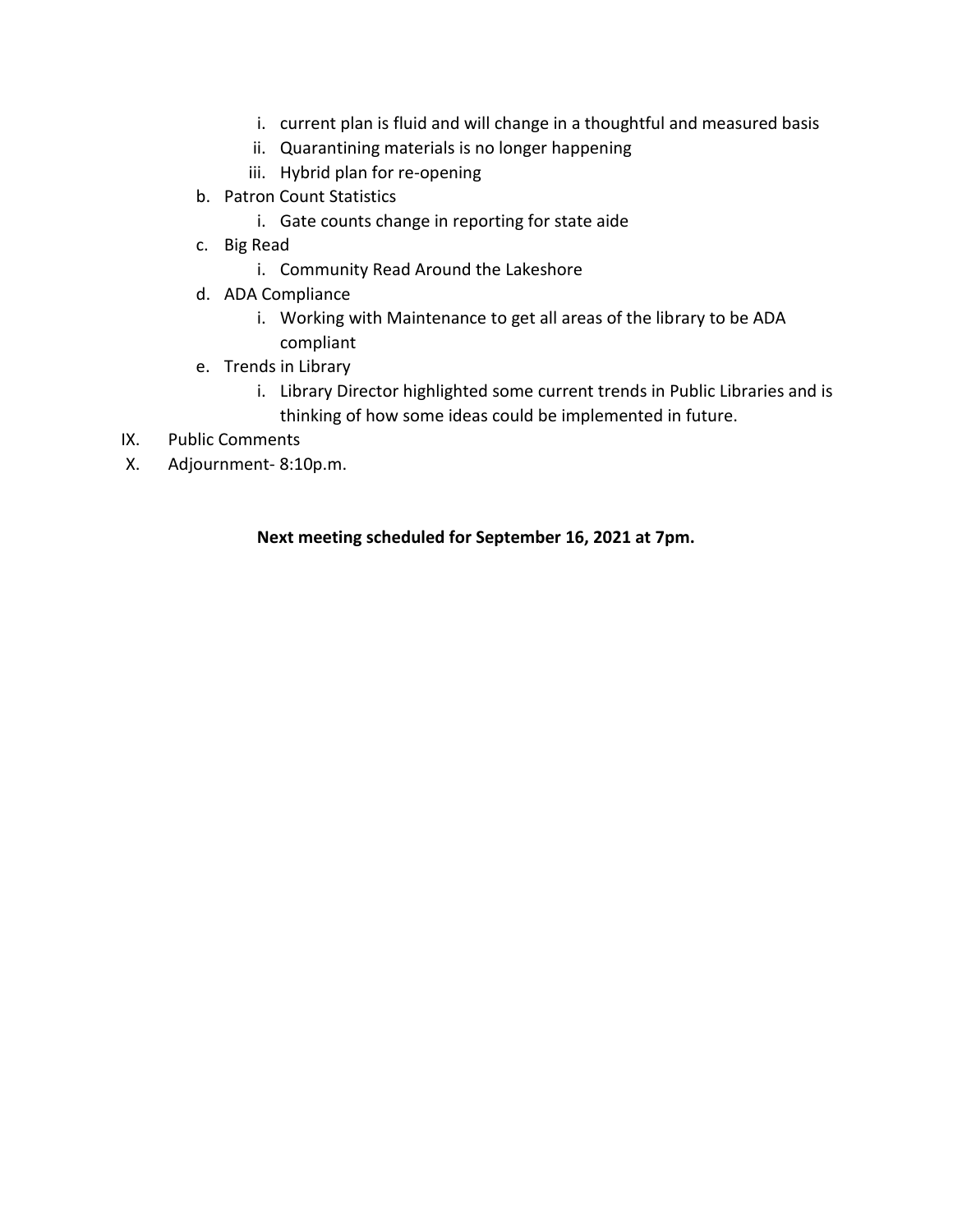i. current plan is fluid and will change in a thoughtful and measured basis
   ii. Quarantining materials is no longer happening
   iii. Hybrid plan for re-opening

b. Patron Count Statistics
   i. Gate counts change in reporting for state aide

c. Big Read
   i. Community Read Around the Lakeshore

d. ADA Compliance
   i. Working with Maintenance to get all areas of the library to be ADA compliant

e. Trends in Library
   i. Library Director highlighted some current trends in Public Libraries and is thinking of how some ideas could be implemented in future.

IX. Public Comments

X. Adjournment- 8:10p.m.

**Next meeting scheduled for September 16, 2021 at 7pm.**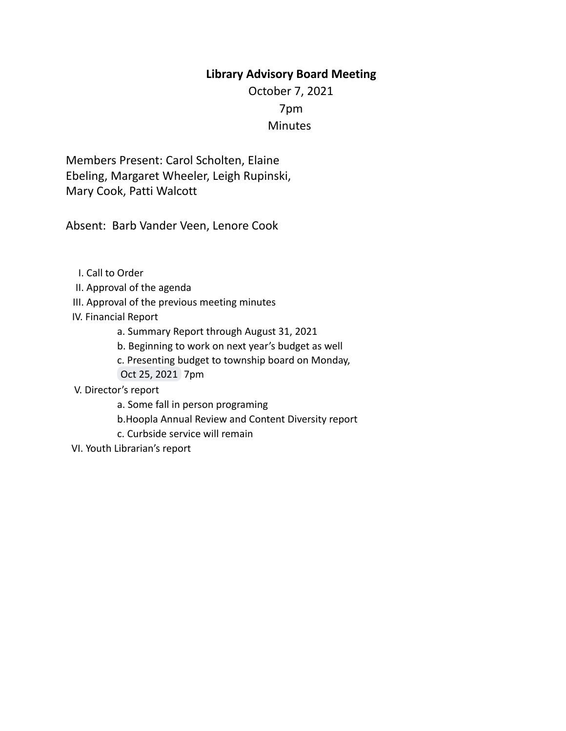**Library Advisory Board Meeting**

October 7, 2021

7pm

Minutes

Members Present: Carol Scholten, Elaine Ebeling, Margaret Wheeler, Leigh Rupinski, Mary Cook, Patti Walcott

Absent: Barb Vander Veen, Lenore Cook

I. Call to Order

II. Approval of the agenda

III. Approval of the previous meeting minutes

IV. Financial Report

- a. Summary Report through August 31, 2021
- b. Beginning to work on next year's budget as well
- c. Presenting budget to township board on Monday, Oct 25, 2021 7pm

V. Director's report

- a. Some fall in person programing
- b.Hoopla Annual Review and Content Diversity report
- c. Curbside service will remain

VI. Youth Librarian's report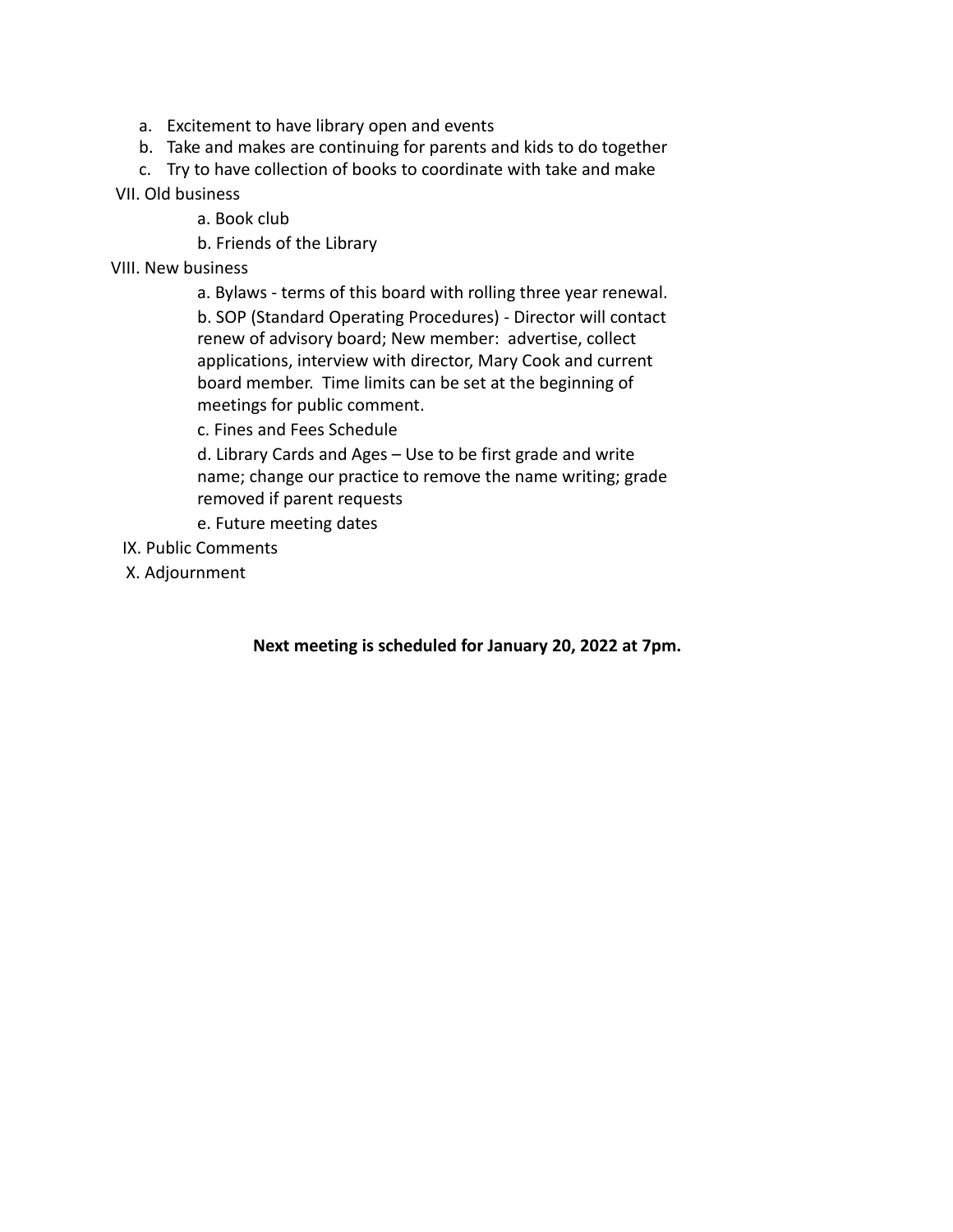a. Excitement to have library open and events
   b. Take and makes are continuing for parents and kids to do together
   c. Try to have collection of books to coordinate with take and make

VII. Old business

   a. Book club

   b. Friends of the Library

VIII. New business

   a. Bylaws - terms of this board with rolling three year renewal.

   b. SOP (Standard Operating Procedures) - Director will contact renew of advisory board; New member: advertise, collect applications, interview with director, Mary Cook and current board member. Time limits can be set at the beginning of meetings for public comment.

   c. Fines and Fees Schedule

   d. Library Cards and Ages – Use to be first grade and write name; change our practice to remove the name writing; grade removed if parent requests

   e. Future meeting dates

IX. Public Comments

X. Adjournment

**Next meeting is scheduled for January 20, 2022 at 7pm.**